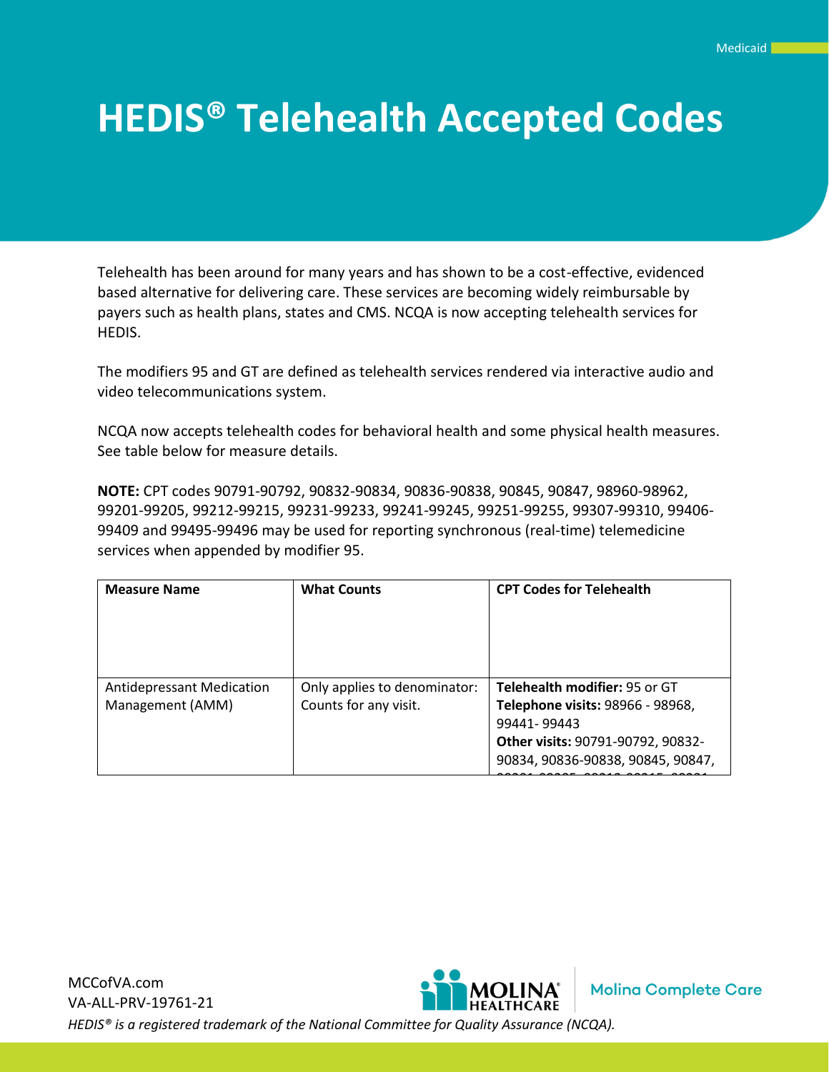# HEDIS® Telehealth Accepted Codes

Telehealth has been around for many years and has shown to be a cost-effective, evidenced based alternative for delivering care. These services are becoming widely reimbursable by payers such as health plans, states and CMS. NCQA is now accepting telehealth services for HEDIS.

The modifiers 95 and GT are defined as telehealth services rendered via interactive audio and video telecommunications system.

NCQA now accepts telehealth codes for behavioral health and some physical health measures. See table below for measure details.

**NOTE:** CPT codes 90791-90792, 90832-90834, 90836-90838, 90845, 90847, 98960-98962, 99201-99205, 99212-99215, 99231-99233, 99241-99245, 99251-99255, 99307-99310, 99406-99409 and 99495-99496 may be used for reporting synchronous (real-time) telemedicine services when appended by modifier 95.

| Measure Name | What Counts | CPT Codes for Telehealth |
|---|---|---|
| Antidepressant Medication Management (AMM) | Only applies to denominator: Counts for any visit. | **Telehealth modifier:** 95 or GT<br>**Telephone visits:** 98966 - 98968, 99441- 99443<br>**Other visits:** 90791-90792, 90832-90834, 90836-90838, 90845, 90847, |

MCCofVA.com
VA-ALL-PRV-19761-21
*HEDIS® is a registered trademark of the National Committee for Quality Assurance (NCQA).*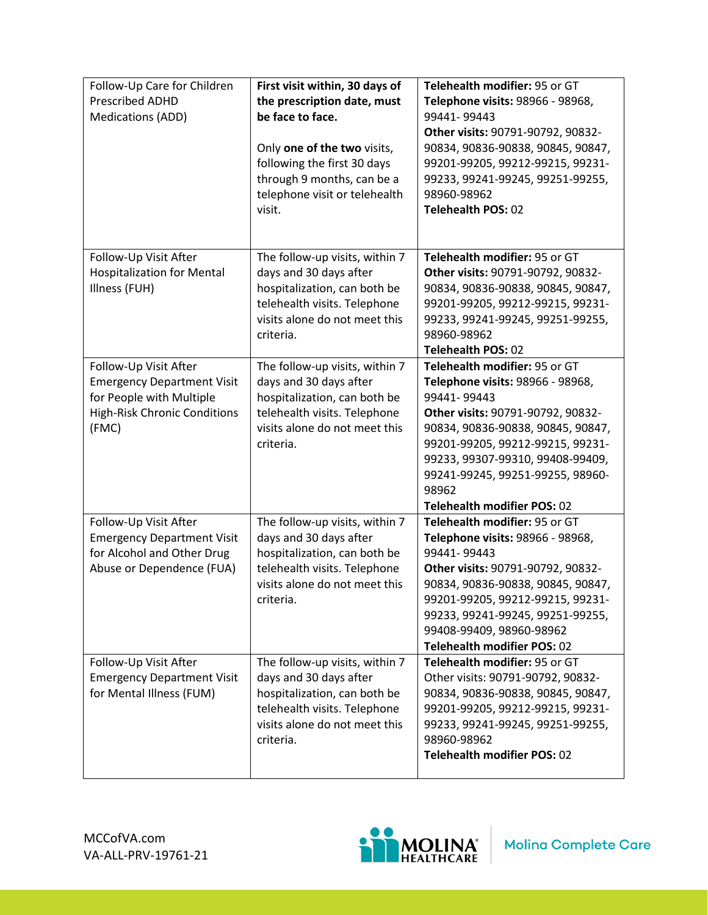| | | |
|---|---|---|
| Follow-Up Care for Children Prescribed ADHD Medications (ADD) | **First visit within, 30 days of the prescription date, must be face to face.**<br><br>Only **one of the two** visits, following the first 30 days through 9 months, can be a telephone visit or telehealth visit. | **Telehealth modifier:** 95 or GT<br>**Telephone visits:** 98966 - 98968, 99441- 99443<br>**Other visits:** 90791-90792, 90832-90834, 90836-90838, 90845, 90847, 99201-99205, 99212-99215, 99231-99233, 99241-99245, 99251-99255, 98960-98962<br>**Telehealth POS:** 02 |
| Follow-Up Visit After Hospitalization for Mental Illness (FUH) | The follow-up visits, within 7 days and 30 days after hospitalization, can both be telehealth visits. Telephone visits alone do not meet this criteria. | **Telehealth modifier:** 95 or GT<br>**Other visits:** 90791-90792, 90832-90834, 90836-90838, 90845, 90847, 99201-99205, 99212-99215, 99231-99233, 99241-99245, 99251-99255, 98960-98962<br>**Telehealth POS:** 02 |
| Follow-Up Visit After Emergency Department Visit for People with Multiple High-Risk Chronic Conditions (FMC) | The follow-up visits, within 7 days and 30 days after hospitalization, can both be telehealth visits. Telephone visits alone do not meet this criteria. | **Telehealth modifier:** 95 or GT<br>**Telephone visits:** 98966 - 98968, 99441- 99443<br>**Other visits:** 90791-90792, 90832-90834, 90836-90838, 90845, 90847, 99201-99205, 99212-99215, 99231-99233, 99307-99310, 99408-99409, 99241-99245, 99251-99255, 98960-98962<br>**Telehealth modifier POS:** 02 |
| Follow-Up Visit After Emergency Department Visit for Alcohol and Other Drug Abuse or Dependence (FUA) | The follow-up visits, within 7 days and 30 days after hospitalization, can both be telehealth visits. Telephone visits alone do not meet this criteria. | **Telehealth modifier:** 95 or GT<br>**Telephone visits:** 98966 - 98968, 99441- 99443<br>**Other visits:** 90791-90792, 90832-90834, 90836-90838, 90845, 90847, 99201-99205, 99212-99215, 99231-99233, 99241-99245, 99251-99255, 99408-99409, 98960-98962<br>**Telehealth modifier POS:** 02 |
| Follow-Up Visit After Emergency Department Visit for Mental Illness (FUM) | The follow-up visits, within 7 days and 30 days after hospitalization, can both be telehealth visits. Telephone visits alone do not meet this criteria. | **Telehealth modifier:** 95 or GT<br>Other visits: 90791-90792, 90832-90834, 90836-90838, 90845, 90847, 99201-99205, 99212-99215, 99231-99233, 99241-99245, 99251-99255, 98960-98962<br>**Telehealth modifier POS:** 02 |

MCCofVA.com
VA-ALL-PRV-19761-21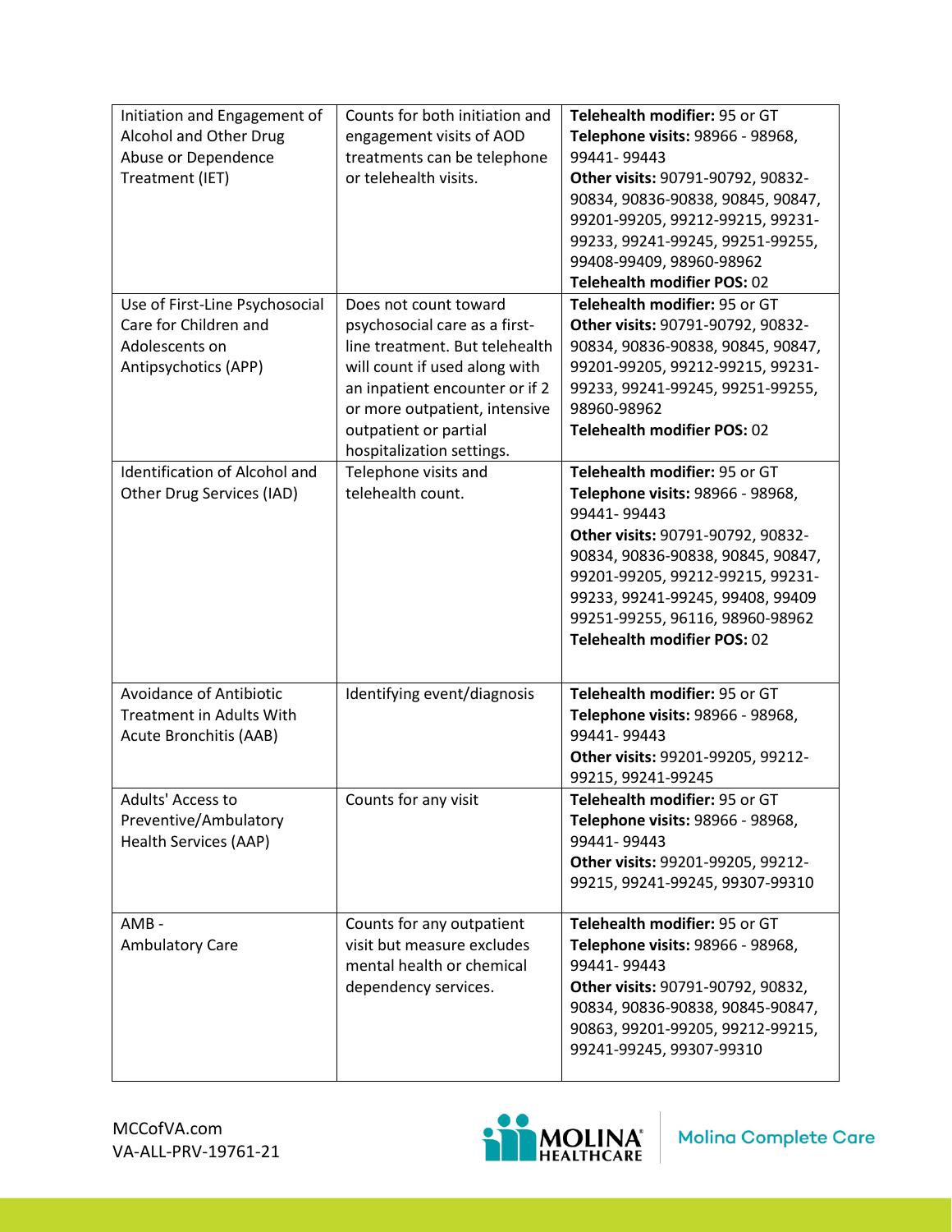| Initiation and Engagement of Alcohol and Other Drug Abuse or Dependence Treatment (IET) | Counts for both initiation and engagement visits of AOD treatments can be telephone or telehealth visits. | **Telehealth modifier:** 95 or GT<br>**Telephone visits:** 98966 - 98968, 99441- 99443<br>**Other visits:** 90791-90792, 90832-90834, 90836-90838, 90845, 90847, 99201-99205, 99212-99215, 99231-99233, 99241-99245, 99251-99255, 99408-99409, 98960-98962<br>**Telehealth modifier POS:** 02 |
|---|---|---|
| Use of First-Line Psychosocial Care for Children and Adolescents on Antipsychotics (APP) | Does not count toward psychosocial care as a first-line treatment. But telehealth will count if used along with an inpatient encounter or if 2 or more outpatient, intensive outpatient or partial hospitalization settings. | **Telehealth modifier:** 95 or GT<br>**Other visits:** 90791-90792, 90832-90834, 90836-90838, 90845, 90847, 99201-99205, 99212-99215, 99231-99233, 99241-99245, 99251-99255, 98960-98962<br>**Telehealth modifier POS:** 02 |
| Identification of Alcohol and Other Drug Services (IAD) | Telephone visits and telehealth count. | **Telehealth modifier:** 95 or GT<br>**Telephone visits:** 98966 - 98968, 99441- 99443<br>**Other visits:** 90791-90792, 90832-90834, 90836-90838, 90845, 90847, 99201-99205, 99212-99215, 99231-99233, 99241-99245, 99408, 99409 99251-99255, 96116, 98960-98962<br>**Telehealth modifier POS:** 02 |
| Avoidance of Antibiotic Treatment in Adults With Acute Bronchitis (AAB) | Identifying event/diagnosis | **Telehealth modifier:** 95 or GT<br>**Telephone visits:** 98966 - 98968, 99441- 99443<br>**Other visits:** 99201-99205, 99212-99215, 99241-99245 |
| Adults' Access to Preventive/Ambulatory Health Services (AAP) | Counts for any visit | **Telehealth modifier:** 95 or GT<br>**Telephone visits:** 98966 - 98968, 99441- 99443<br>**Other visits:** 99201-99205, 99212-99215, 99241-99245, 99307-99310 |
| AMB - Ambulatory Care | Counts for any outpatient visit but measure excludes mental health or chemical dependency services. | **Telehealth modifier:** 95 or GT<br>**Telephone visits:** 98966 - 98968, 99441- 99443<br>**Other visits:** 90791-90792, 90832, 90834, 90836-90838, 90845-90847, 90863, 99201-99205, 99212-99215, 99241-99245, 99307-99310 |

MCCofVA.com
VA-ALL-PRV-19761-21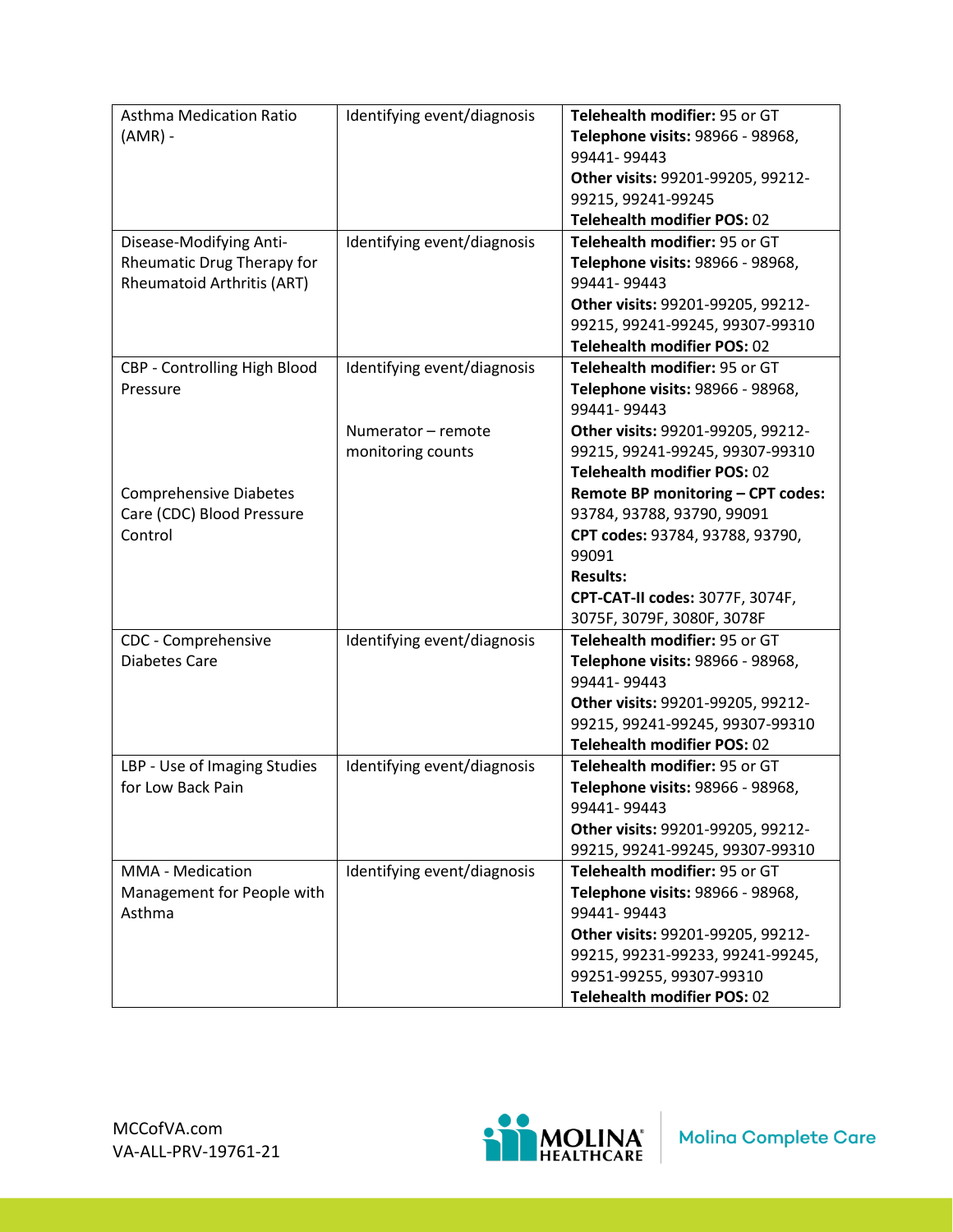| | | |
|---|---|---|
| Asthma Medication Ratio (AMR) - | Identifying event/diagnosis | **Telehealth modifier:** 95 or GT<br>**Telephone visits:** 98966 - 98968, 99441- 99443<br>**Other visits:** 99201-99205, 99212-99215, 99241-99245<br>**Telehealth modifier POS:** 02 |
| Disease-Modifying Anti-Rheumatic Drug Therapy for Rheumatoid Arthritis (ART) | Identifying event/diagnosis | **Telehealth modifier:** 95 or GT<br>**Telephone visits:** 98966 - 98968, 99441- 99443<br>**Other visits:** 99201-99205, 99212-99215, 99241-99245, 99307-99310<br>**Telehealth modifier POS:** 02 |
| CBP - Controlling High Blood Pressure<br><br>Comprehensive Diabetes Care (CDC) Blood Pressure Control | Identifying event/diagnosis<br><br>Numerator – remote monitoring counts | **Telehealth modifier:** 95 or GT<br>**Telephone visits:** 98966 - 98968, 99441- 99443<br>**Other visits:** 99201-99205, 99212-99215, 99241-99245, 99307-99310<br>**Telehealth modifier POS:** 02<br>**Remote BP monitoring – CPT codes:** 93784, 93788, 93790, 99091<br>**CPT codes:** 93784, 93788, 93790, 99091<br>**Results:**<br>**CPT-CAT-II codes:** 3077F, 3074F, 3075F, 3079F, 3080F, 3078F |
| CDC - Comprehensive Diabetes Care | Identifying event/diagnosis | **Telehealth modifier:** 95 or GT<br>**Telephone visits:** 98966 - 98968, 99441- 99443<br>**Other visits:** 99201-99205, 99212-99215, 99241-99245, 99307-99310<br>**Telehealth modifier POS:** 02 |
| LBP - Use of Imaging Studies for Low Back Pain | Identifying event/diagnosis | **Telehealth modifier:** 95 or GT<br>**Telephone visits:** 98966 - 98968, 99441- 99443<br>**Other visits:** 99201-99205, 99212-99215, 99241-99245, 99307-99310 |
| MMA - Medication Management for People with Asthma | Identifying event/diagnosis | **Telehealth modifier:** 95 or GT<br>**Telephone visits:** 98966 - 98968, 99441- 99443<br>**Other visits:** 99201-99205, 99212-99215, 99231-99233, 99241-99245, 99251-99255, 99307-99310<br>**Telehealth modifier POS:** 02 |

MCCofVA.com
VA-ALL-PRV-19761-21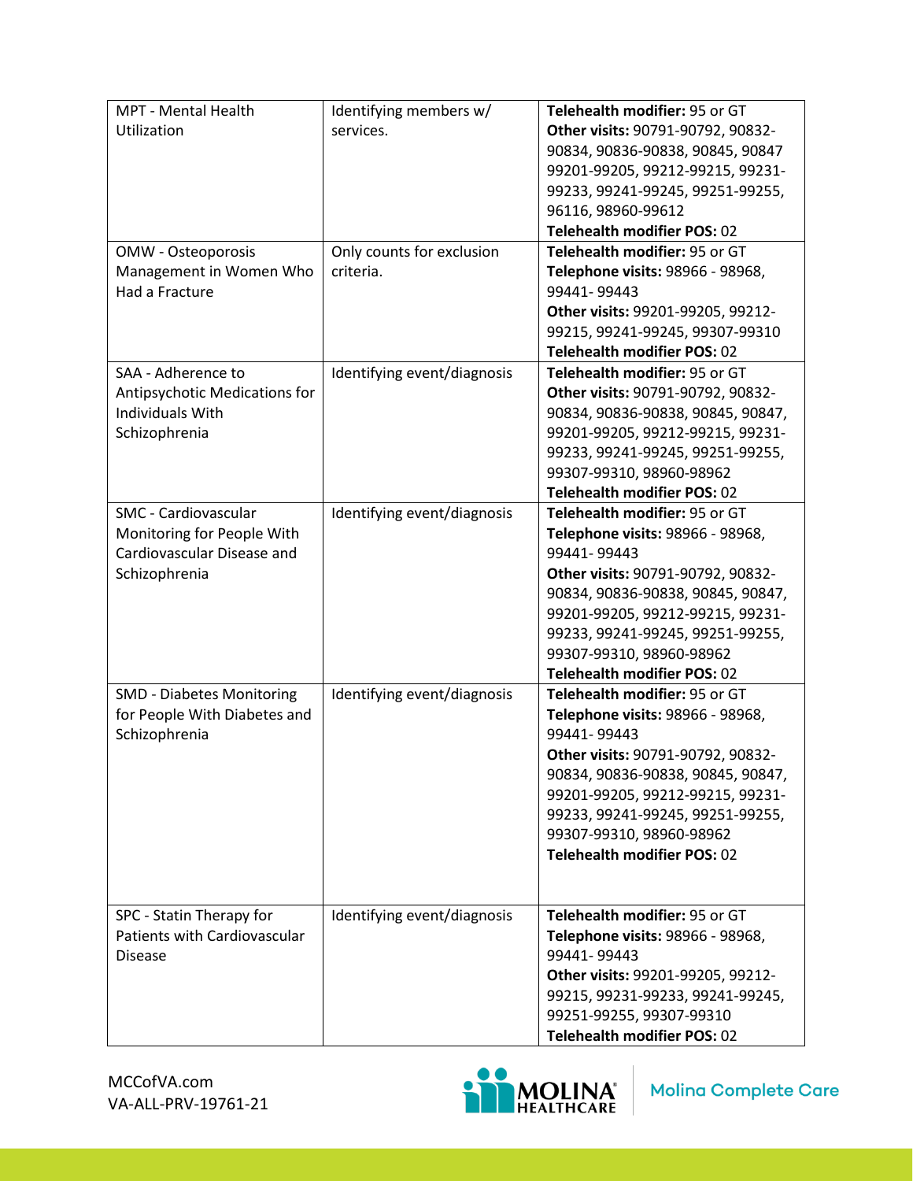| | | |
|---|---|---|
| MPT - Mental Health Utilization | Identifying members w/ services. | **Telehealth modifier:** 95 or GT<br>**Other visits:** 90791-90792, 90832-90834, 90836-90838, 90845, 90847 99201-99205, 99212-99215, 99231-99233, 99241-99245, 99251-99255, 96116, 98960-99612<br>**Telehealth modifier POS:** 02 |
| OMW - Osteoporosis Management in Women Who Had a Fracture | Only counts for exclusion criteria. | **Telehealth modifier:** 95 or GT<br>**Telephone visits:** 98966 - 98968, 99441- 99443<br>**Other visits:** 99201-99205, 99212-99215, 99241-99245, 99307-99310<br>**Telehealth modifier POS:** 02 |
| SAA - Adherence to Antipsychotic Medications for Individuals With Schizophrenia | Identifying event/diagnosis | **Telehealth modifier:** 95 or GT<br>**Other visits:** 90791-90792, 90832-90834, 90836-90838, 90845, 90847, 99201-99205, 99212-99215, 99231-99233, 99241-99245, 99251-99255, 99307-99310, 98960-98962<br>**Telehealth modifier POS:** 02 |
| SMC - Cardiovascular Monitoring for People With Cardiovascular Disease and Schizophrenia | Identifying event/diagnosis | **Telehealth modifier:** 95 or GT<br>**Telephone visits:** 98966 - 98968, 99441- 99443<br>**Other visits:** 90791-90792, 90832-90834, 90836-90838, 90845, 90847, 99201-99205, 99212-99215, 99231-99233, 99241-99245, 99251-99255, 99307-99310, 98960-98962<br>**Telehealth modifier POS:** 02 |
| SMD - Diabetes Monitoring for People With Diabetes and Schizophrenia | Identifying event/diagnosis | **Telehealth modifier:** 95 or GT<br>**Telephone visits:** 98966 - 98968, 99441- 99443<br>**Other visits:** 90791-90792, 90832-90834, 90836-90838, 90845, 90847, 99201-99205, 99212-99215, 99231-99233, 99241-99245, 99251-99255, 99307-99310, 98960-98962<br>**Telehealth modifier POS:** 02 |
| SPC - Statin Therapy for Patients with Cardiovascular Disease | Identifying event/diagnosis | **Telehealth modifier:** 95 or GT<br>**Telephone visits:** 98966 - 98968, 99441- 99443<br>**Other visits:** 99201-99205, 99212-99215, 99231-99233, 99241-99245, 99251-99255, 99307-99310<br>**Telehealth modifier POS:** 02 |

MCCofVA.com
VA-ALL-PRV-19761-21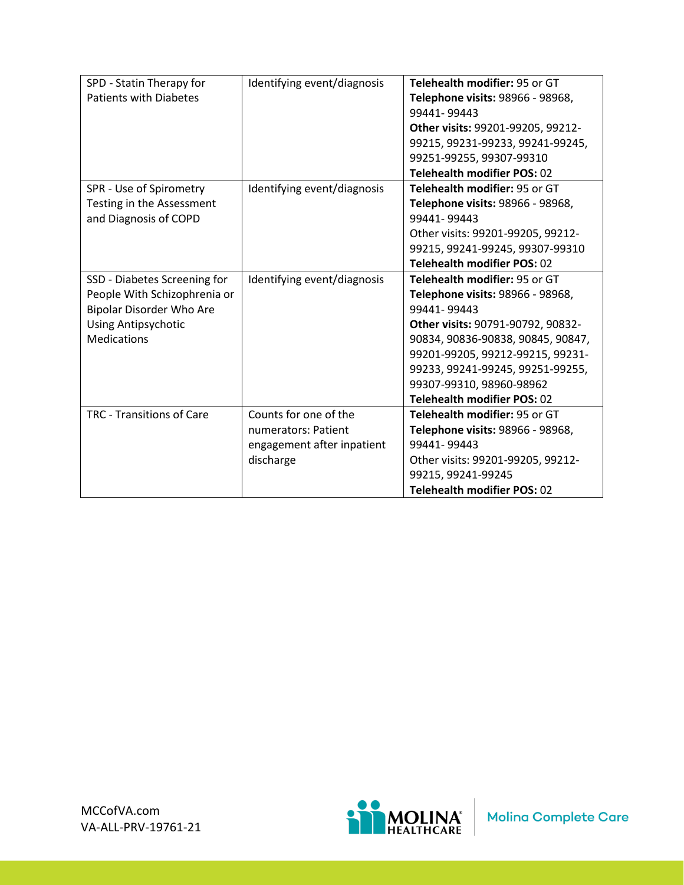| | | |
|---|---|---|
| SPD - Statin Therapy for Patients with Diabetes | Identifying event/diagnosis | **Telehealth modifier:** 95 or GT<br>**Telephone visits:** 98966 - 98968, 99441- 99443<br>**Other visits:** 99201-99205, 99212-99215, 99231-99233, 99241-99245, 99251-99255, 99307-99310<br>**Telehealth modifier POS:** 02 |
| SPR - Use of Spirometry Testing in the Assessment and Diagnosis of COPD | Identifying event/diagnosis | **Telehealth modifier:** 95 or GT<br>**Telephone visits:** 98966 - 98968, 99441- 99443<br>Other visits: 99201-99205, 99212-99215, 99241-99245, 99307-99310<br>**Telehealth modifier POS:** 02 |
| SSD - Diabetes Screening for People With Schizophrenia or Bipolar Disorder Who Are Using Antipsychotic Medications | Identifying event/diagnosis | **Telehealth modifier:** 95 or GT<br>**Telephone visits:** 98966 - 98968, 99441- 99443<br>**Other visits:** 90791-90792, 90832-90834, 90836-90838, 90845, 90847, 99201-99205, 99212-99215, 99231-99233, 99241-99245, 99251-99255, 99307-99310, 98960-98962<br>**Telehealth modifier POS:** 02 |
| TRC - Transitions of Care | Counts for one of the numerators: Patient engagement after inpatient discharge | **Telehealth modifier:** 95 or GT<br>**Telephone visits:** 98966 - 98968, 99441- 99443<br>Other visits: 99201-99205, 99212-99215, 99241-99245<br>**Telehealth modifier POS:** 02 |

MCCofVA.com
VA-ALL-PRV-19761-21

MOLINA HEALTHCARE | Molina Complete Care